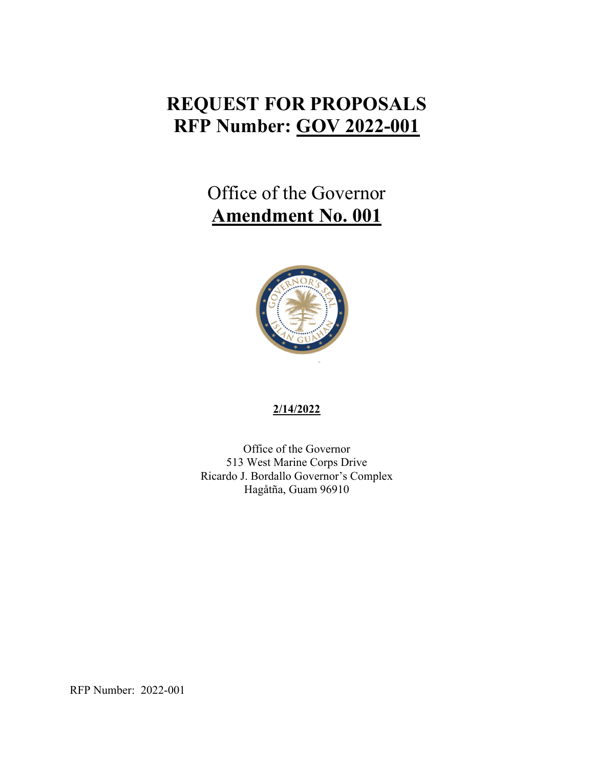# REQUEST FOR PROPOSALS
# RFP Number: GOV 2022-001

## Office of the Governor
## Amendment No. 001

**2/14/2022**

Office of the Governor
513 West Marine Corps Drive
Ricardo J. Bordallo Governor's Complex
Hagåtña, Guam 96910

RFP Number: 2022-001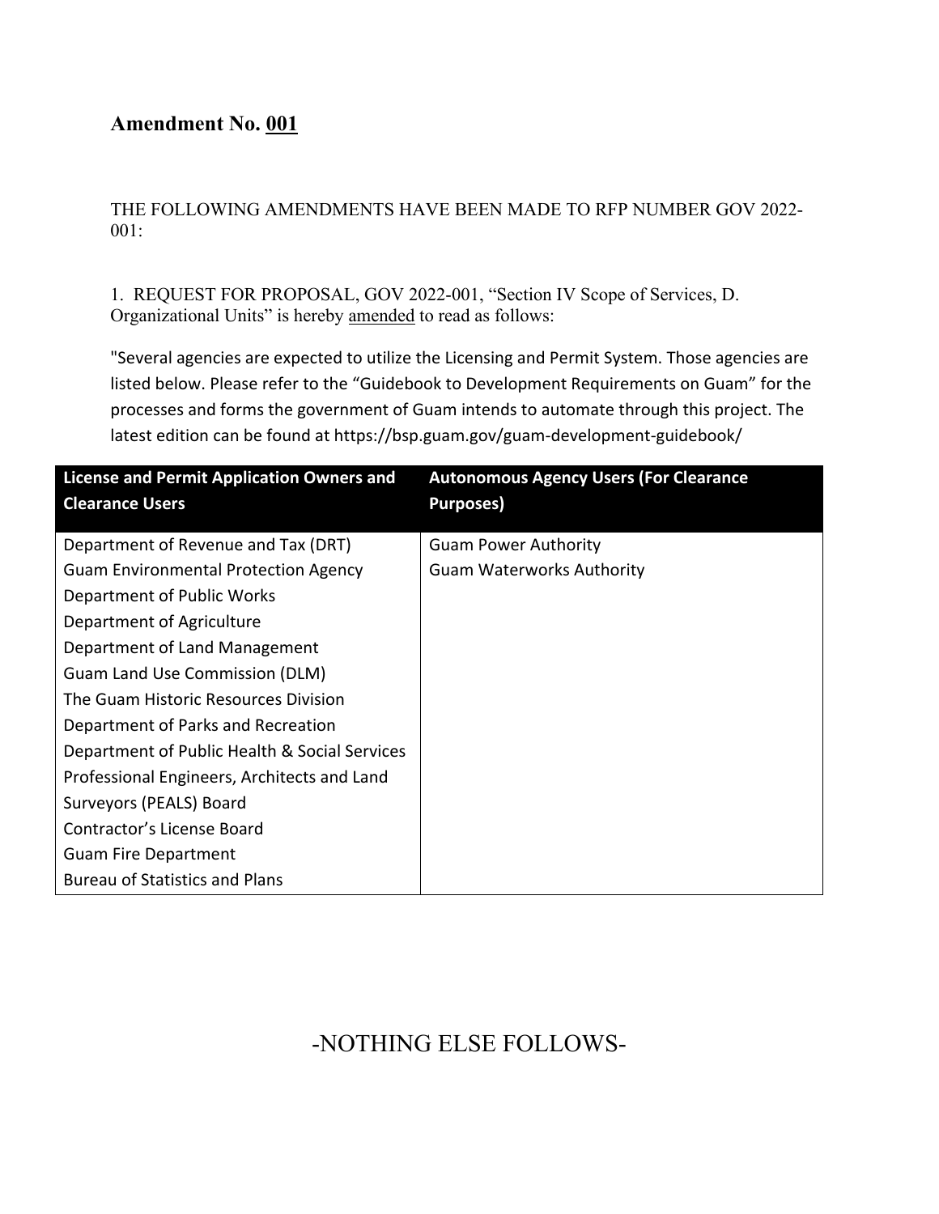## Amendment No. 001

THE FOLLOWING AMENDMENTS HAVE BEEN MADE TO RFP NUMBER GOV 2022-001:

1. REQUEST FOR PROPOSAL, GOV 2022-001, "Section IV Scope of Services, D. Organizational Units" is hereby amended to read as follows:

"Several agencies are expected to utilize the Licensing and Permit System. Those agencies are listed below. Please refer to the "Guidebook to Development Requirements on Guam" for the processes and forms the government of Guam intends to automate through this project. The latest edition can be found at https://bsp.guam.gov/guam-development-guidebook/

| License and Permit Application Owners and Clearance Users | Autonomous Agency Users (For Clearance Purposes) |
|---|---|
| Department of Revenue and Tax (DRT) | Guam Power Authority |
| Guam Environmental Protection Agency | Guam Waterworks Authority |
| Department of Public Works | |
| Department of Agriculture | |
| Department of Land Management | |
| Guam Land Use Commission (DLM) | |
| The Guam Historic Resources Division | |
| Department of Parks and Recreation | |
| Department of Public Health & Social Services | |
| Professional Engineers, Architects and Land Surveyors (PEALS) Board | |
| Contractor's License Board | |
| Guam Fire Department | |
| Bureau of Statistics and Plans | |

-NOTHING ELSE FOLLOWS-